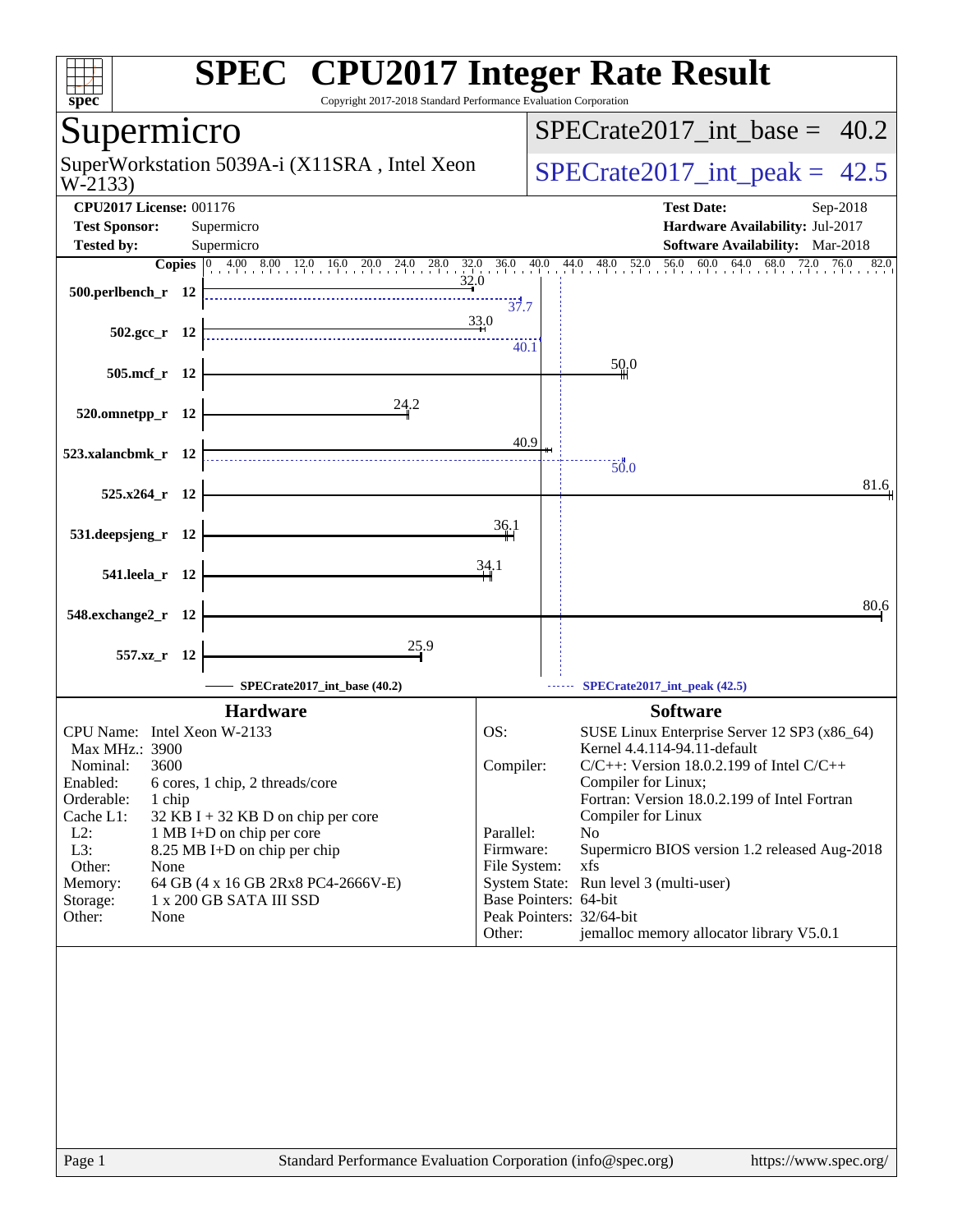# SPEC CPU2017 Integer Rate Result

Copyright 2017-2018 Standard Performance Evaluation Corporation

## Supermicro

SuperWorkstation 5039A-i (X11SRA , Intel Xeon W-2133)

SPECrate2017_int_base = 40.2

SPECrate2017_int_peak = 42.5

**CPU2017 License:** 001176
**Test Sponsor:** Supermicro
**Tested by:** Supermicro

**Test Date:** Sep-2018
**Hardware Availability:** Jul-2017
**Software Availability:** Mar-2018

| Benchmark | Copies | Base | Peak |
|---|---|---|---|
| 500.perlbench_r | 12 | 32.0 | 37.7 |
| 502.gcc_r | 12 | 33.0 | 40.1 |
| 505.mcf_r | 12 | 50.0 | |
| 520.omnetpp_r | 12 | 24.2 | |
| 523.xalancbmk_r | 12 | 40.9 | 50.0 |
| 525.x264_r | 12 | 81.6 | |
| 531.deepsjeng_r | 12 | 36.1 | |
| 541.leela_r | 12 | 34.1 | |
| 548.exchange2_r | 12 | 80.6 | |
| 557.xz_r | 12 | 25.9 | |

SPECrate2017_int_base (40.2) — SPECrate2017_int_peak (42.5)

### Hardware

| | |
|---|---|
| CPU Name: | Intel Xeon W-2133 |
| Max MHz.: | 3900 |
| Nominal: | 3600 |
| Enabled: | 6 cores, 1 chip, 2 threads/core |
| Orderable: | 1 chip |
| Cache L1: | 32 KB I + 32 KB D on chip per core |
| L2: | 1 MB I+D on chip per core |
| L3: | 8.25 MB I+D on chip per chip |
| Other: | None |
| Memory: | 64 GB (4 x 16 GB 2Rx8 PC4-2666V-E) |
| Storage: | 1 x 200 GB SATA III SSD |
| Other: | None |

### Software

| | |
|---|---|
| OS: | SUSE Linux Enterprise Server 12 SP3 (x86_64) Kernel 4.4.114-94.11-default |
| Compiler: | C/C++: Version 18.0.2.199 of Intel C/C++ Compiler for Linux; Fortran: Version 18.0.2.199 of Intel Fortran Compiler for Linux |
| Parallel: | No |
| Firmware: | Supermicro BIOS version 1.2 released Aug-2018 |
| File System: | xfs |
| System State: | Run level 3 (multi-user) |
| Base Pointers: | 64-bit |
| Peak Pointers: | 32/64-bit |
| Other: | jemalloc memory allocator library V5.0.1 |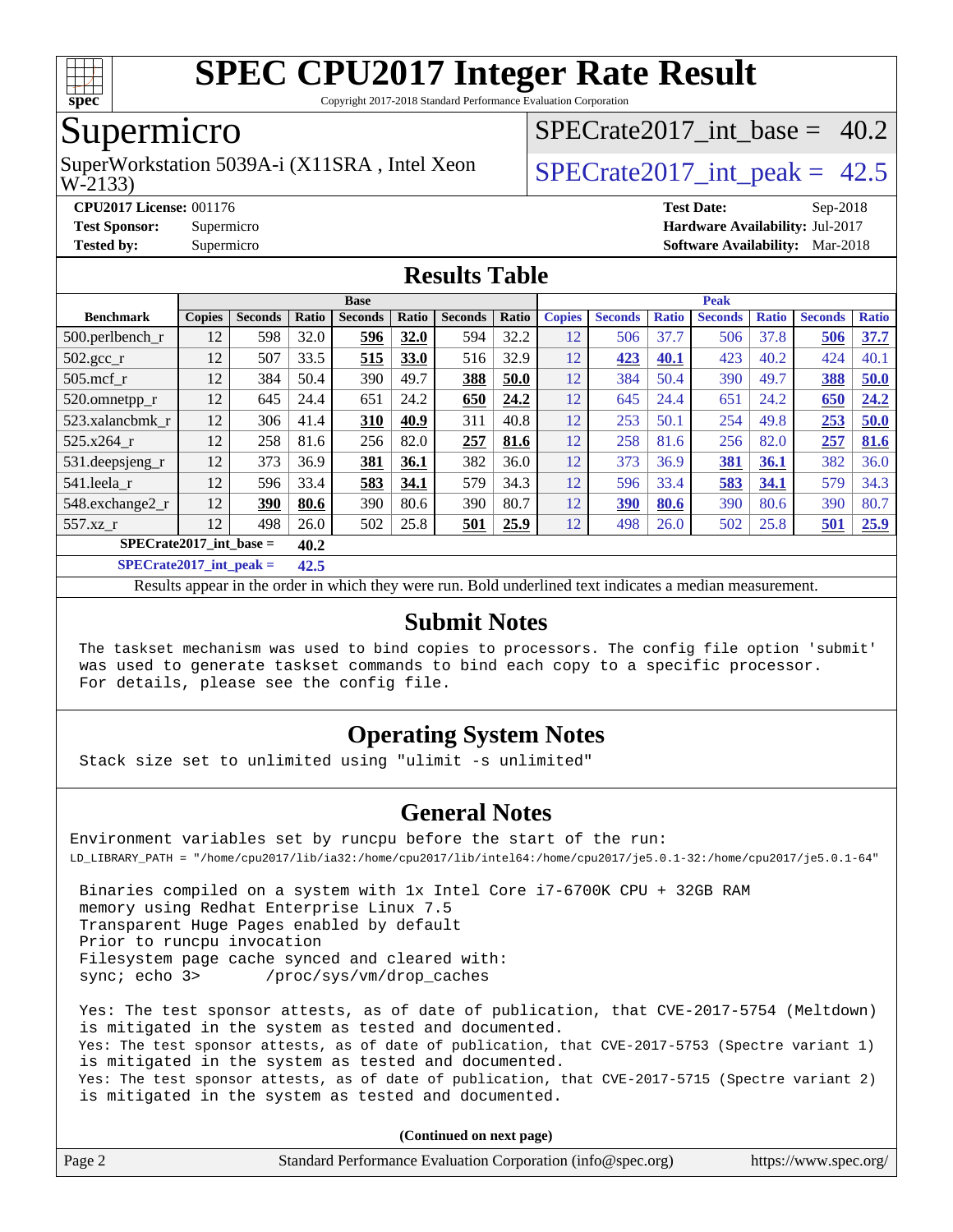# SPEC CPU2017 Integer Rate Result

Copyright 2017-2018 Standard Performance Evaluation Corporation

## Supermicro

SuperWorkstation 5039A-i (X11SRA , Intel Xeon W-2133)

SPECrate2017_int_base = 40.2

SPECrate2017_int_peak = 42.5

**CPU2017 License:** 001176
**Test Sponsor:** Supermicro
**Tested by:** Supermicro

**Test Date:** Sep-2018
**Hardware Availability:** Jul-2017
**Software Availability:** Mar-2018

## Results Table

| Benchmark | Base | | | | | | | Peak | | | | | | |
|---|---|---|---|---|---|---|---|---|---|---|---|---|---|---|
| | Copies | Seconds | Ratio | Seconds | Ratio | Seconds | Ratio | Copies | Seconds | Ratio | Seconds | Ratio | Seconds | Ratio |
| 500.perlbench_r | 12 | 598 | 32.0 | **596** | **32.0** | 594 | 32.2 | 12 | 506 | 37.7 | 506 | 37.8 | **506** | **37.7** |
| 502.gcc_r | 12 | 507 | 33.5 | **515** | **33.0** | 516 | 32.9 | 12 | **423** | **40.1** | 423 | 40.2 | 424 | 40.1 |
| 505.mcf_r | 12 | 384 | 50.4 | 390 | 49.7 | **388** | **50.0** | 12 | 384 | 50.4 | 390 | 49.7 | **388** | **50.0** |
| 520.omnetpp_r | 12 | 645 | 24.4 | 651 | 24.2 | **650** | **24.2** | 12 | 645 | 24.4 | 651 | 24.2 | **650** | **24.2** |
| 523.xalancbmk_r | 12 | 306 | 41.4 | **310** | **40.9** | 311 | 40.8 | 12 | 253 | 50.1 | 254 | 49.8 | **253** | **50.0** |
| 525.x264_r | 12 | 258 | 81.6 | 256 | 82.0 | **257** | **81.6** | 12 | 258 | 81.6 | 256 | 82.0 | **257** | **81.6** |
| 531.deepsjeng_r | 12 | 373 | 36.9 | **381** | **36.1** | 382 | 36.0 | 12 | 373 | 36.9 | **381** | **36.1** | 382 | 36.0 |
| 541.leela_r | 12 | 596 | 33.4 | **583** | **34.1** | 579 | 34.3 | 12 | 596 | 33.4 | **583** | **34.1** | 579 | 34.3 |
| 548.exchange2_r | 12 | **390** | **80.6** | 390 | 80.6 | 390 | 80.7 | 12 | **390** | **80.6** | 390 | 80.6 | 390 | 80.7 |
| 557.xz_r | 12 | 498 | 26.0 | 502 | 25.8 | **501** | **25.9** | 12 | 498 | 26.0 | 502 | 25.8 | **501** | **25.9** |

**SPECrate2017_int_base = 40.2**

**SPECrate2017_int_peak = 42.5**

Results appear in the order in which they were run. Bold underlined text indicates a median measurement.

## Submit Notes

The taskset mechanism was used to bind copies to processors. The config file option 'submit' was used to generate taskset commands to bind each copy to a specific processor. For details, please see the config file.

## Operating System Notes

Stack size set to unlimited using "ulimit -s unlimited"

## General Notes

Environment variables set by runcpu before the start of the run:
LD_LIBRARY_PATH = "/home/cpu2017/lib/ia32:/home/cpu2017/lib/intel64:/home/cpu2017/je5.0.1-32:/home/cpu2017/je5.0.1-64"

Binaries compiled on a system with 1x Intel Core i7-6700K CPU + 32GB RAM memory using Redhat Enterprise Linux 7.5
Transparent Huge Pages enabled by default
Prior to runcpu invocation
Filesystem page cache synced and cleared with:
sync; echo 3> /proc/sys/vm/drop_caches

Yes: The test sponsor attests, as of date of publication, that CVE-2017-5754 (Meltdown) is mitigated in the system as tested and documented.
Yes: The test sponsor attests, as of date of publication, that CVE-2017-5753 (Spectre variant 1) is mitigated in the system as tested and documented.
Yes: The test sponsor attests, as of date of publication, that CVE-2017-5715 (Spectre variant 2) is mitigated in the system as tested and documented.

**(Continued on next page)**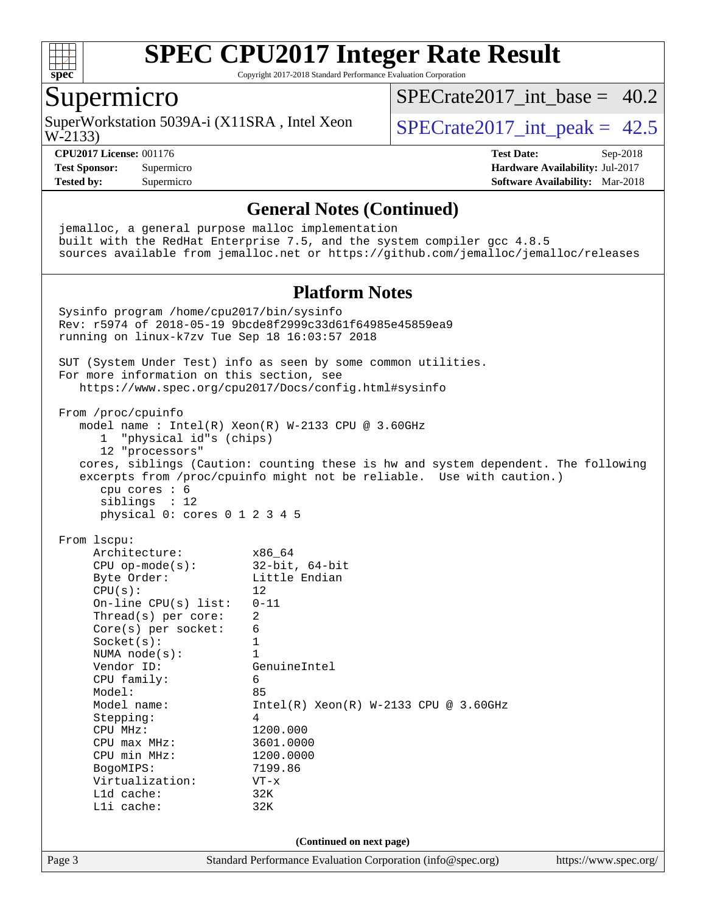# SPEC CPU2017 Integer Rate Result

Copyright 2017-2018 Standard Performance Evaluation Corporation

## Supermicro

SuperWorkstation 5039A-i (X11SRA , Intel Xeon W-2133)

SPECrate2017_int_base = 40.2

SPECrate2017_int_peak = 42.5

**CPU2017 License:** 001176
**Test Sponsor:** Supermicro
**Tested by:** Supermicro

**Test Date:** Sep-2018
**Hardware Availability:** Jul-2017
**Software Availability:** Mar-2018

### General Notes (Continued)

```
jemalloc, a general purpose malloc implementation
built with the RedHat Enterprise 7.5, and the system compiler gcc 4.8.5
sources available from jemalloc.net or https://github.com/jemalloc/jemalloc/releases
```

### Platform Notes

```
Sysinfo program /home/cpu2017/bin/sysinfo
Rev: r5974 of 2018-05-19 9bcde8f2999c33d61f64985e45859ea9
running on linux-k7zv Tue Sep 18 16:03:57 2018

SUT (System Under Test) info as seen by some common utilities.
For more information on this section, see
   https://www.spec.org/cpu2017/Docs/config.html#sysinfo

From /proc/cpuinfo
   model name : Intel(R) Xeon(R) W-2133 CPU @ 3.60GHz
      1  "physical id"s (chips)
      12 "processors"
   cores, siblings (Caution: counting these is hw and system dependent. The following
   excerpts from /proc/cpuinfo might not be reliable.  Use with caution.)
      cpu cores : 6
      siblings  : 12
      physical 0: cores 0 1 2 3 4 5

From lscpu:
     Architecture:          x86_64
     CPU op-mode(s):        32-bit, 64-bit
     Byte Order:            Little Endian
     CPU(s):                12
     On-line CPU(s) list:   0-11
     Thread(s) per core:    2
     Core(s) per socket:    6
     Socket(s):             1
     NUMA node(s):          1
     Vendor ID:             GenuineIntel
     CPU family:            6
     Model:                 85
     Model name:            Intel(R) Xeon(R) W-2133 CPU @ 3.60GHz
     Stepping:              4
     CPU MHz:               1200.000
     CPU max MHz:           3601.0000
     CPU min MHz:           1200.0000
     BogoMIPS:              7199.86
     Virtualization:        VT-x
     L1d cache:             32K
     L1i cache:             32K
```

(Continued on next page)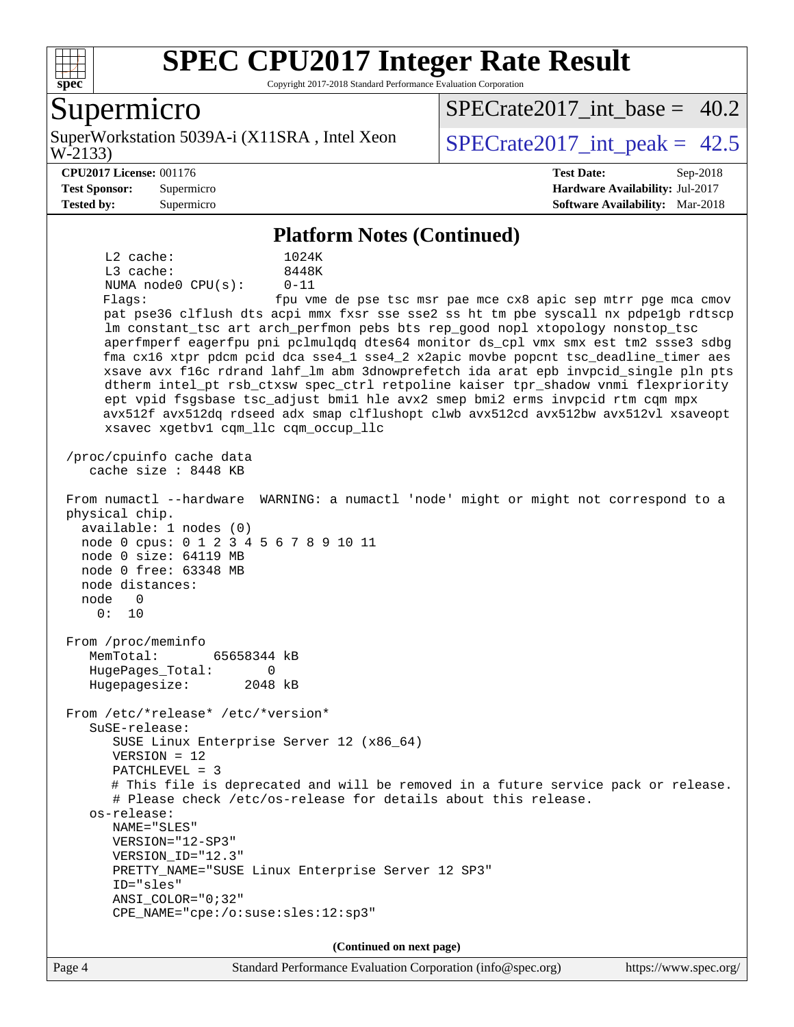## Platform Notes (Continued)

```
     L2 cache:              1024K
     L3 cache:              8448K
     NUMA node0 CPU(s):     0-11
     Flags:                 fpu vme de pse tsc msr pae mce cx8 apic sep mtrr pge mca cmov
     pat pse36 clflush dts acpi mmx fxsr sse sse2 ss ht tm pbe syscall nx pdpe1gb rdtscp
     lm constant_tsc art arch_perfmon pebs bts rep_good nopl xtopology nonstop_tsc
     aperfmperf eagerfpu pni pclmulqdq dtes64 monitor ds_cpl vmx smx est tm2 ssse3 sdbg
     fma cx16 xtpr pdcm pcid dca sse4_1 sse4_2 x2apic movbe popcnt tsc_deadline_timer aes
     xsave avx f16c rdrand lahf_lm abm 3dnowprefetch ida arat epb invpcid_single pln pts
     dtherm intel_pt rsb_ctxsw spec_ctrl retpoline kaiser tpr_shadow vnmi flexpriority
     ept vpid fsgsbase tsc_adjust bmi1 hle avx2 smep bmi2 erms invpcid rtm cqm mpx
     avx512f avx512dq rdseed adx smap clflushopt clwb avx512cd avx512bw avx512vl xsaveopt
     xsavec xgetbv1 cqm_llc cqm_occup_llc

 /proc/cpuinfo cache data
    cache size : 8448 KB

 From numactl --hardware  WARNING: a numactl 'node' might or might not correspond to a
 physical chip.
   available: 1 nodes (0)
   node 0 cpus: 0 1 2 3 4 5 6 7 8 9 10 11
   node 0 size: 64119 MB
   node 0 free: 63348 MB
   node distances:
   node   0
     0:  10

 From /proc/meminfo
    MemTotal:       65658344 kB
    HugePages_Total:       0
    Hugepagesize:       2048 kB

 From /etc/*release* /etc/*version*
    SuSE-release:
       SUSE Linux Enterprise Server 12 (x86_64)
       VERSION = 12
       PATCHLEVEL = 3
       # This file is deprecated and will be removed in a future service pack or release.
       # Please check /etc/os-release for details about this release.
    os-release:
       NAME="SLES"
       VERSION="12-SP3"
       VERSION_ID="12.3"
       PRETTY_NAME="SUSE Linux Enterprise Server 12 SP3"
       ID="sles"
       ANSI_COLOR="0;32"
       CPE_NAME="cpe:/o:suse:sles:12:sp3"
```

**(Continued on next page)**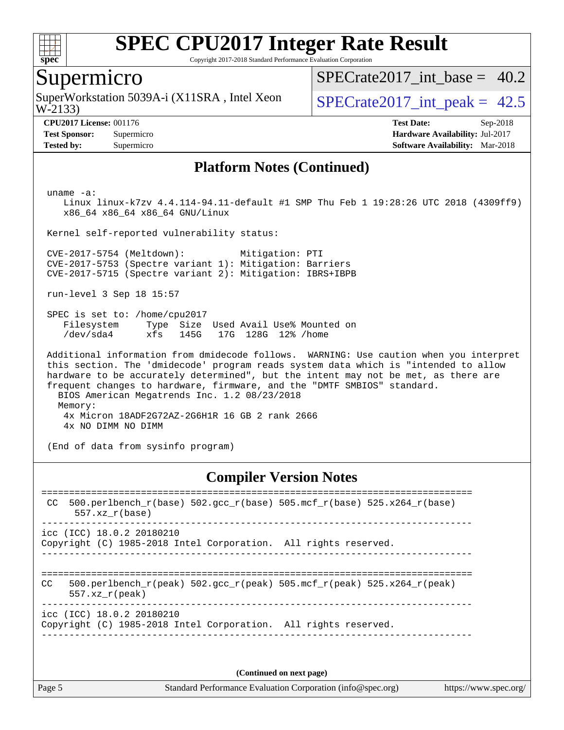# SPEC CPU2017 Integer Rate Result

Copyright 2017-2018 Standard Performance Evaluation Corporation

## Supermicro

SuperWorkstation 5039A-i (X11SRA , Intel Xeon W-2133)

SPECrate2017_int_base = 40.2

SPECrate2017_int_peak = 42.5

**CPU2017 License:** 001176
**Test Sponsor:** Supermicro
**Tested by:** Supermicro

**Test Date:** Sep-2018
**Hardware Availability:** Jul-2017
**Software Availability:** Mar-2018

## Platform Notes (Continued)

```
uname -a:
   Linux linux-k7zv 4.4.114-94.11-default #1 SMP Thu Feb 1 19:28:26 UTC 2018 (4309ff9)
   x86_64 x86_64 x86_64 GNU/Linux

Kernel self-reported vulnerability status:

CVE-2017-5754 (Meltdown):          Mitigation: PTI
CVE-2017-5753 (Spectre variant 1): Mitigation: Barriers
CVE-2017-5715 (Spectre variant 2): Mitigation: IBRS+IBPB

run-level 3 Sep 18 15:57

SPEC is set to: /home/cpu2017
   Filesystem     Type  Size  Used Avail Use% Mounted on
   /dev/sda4      xfs   145G   17G  128G  12% /home

Additional information from dmidecode follows.  WARNING: Use caution when you interpret
this section. The 'dmidecode' program reads system data which is "intended to allow
hardware to be accurately determined", but the intent may not be met, as there are
frequent changes to hardware, firmware, and the "DMTF SMBIOS" standard.
  BIOS American Megatrends Inc. 1.2 08/23/2018
  Memory:
   4x Micron 18ADF2G72AZ-2G6H1R 16 GB 2 rank 2666
   4x NO DIMM NO DIMM

(End of data from sysinfo program)
```

## Compiler Version Notes

```
==============================================================================
 CC  500.perlbench_r(base) 502.gcc_r(base) 505.mcf_r(base) 525.x264_r(base)
      557.xz_r(base)
------------------------------------------------------------------------------
icc (ICC) 18.0.2 20180210
Copyright (C) 1985-2018 Intel Corporation.  All rights reserved.
------------------------------------------------------------------------------

==============================================================================
CC   500.perlbench_r(peak) 502.gcc_r(peak) 505.mcf_r(peak) 525.x264_r(peak)
      557.xz_r(peak)
------------------------------------------------------------------------------
icc (ICC) 18.0.2 20180210
Copyright (C) 1985-2018 Intel Corporation.  All rights reserved.
------------------------------------------------------------------------------
```

(Continued on next page)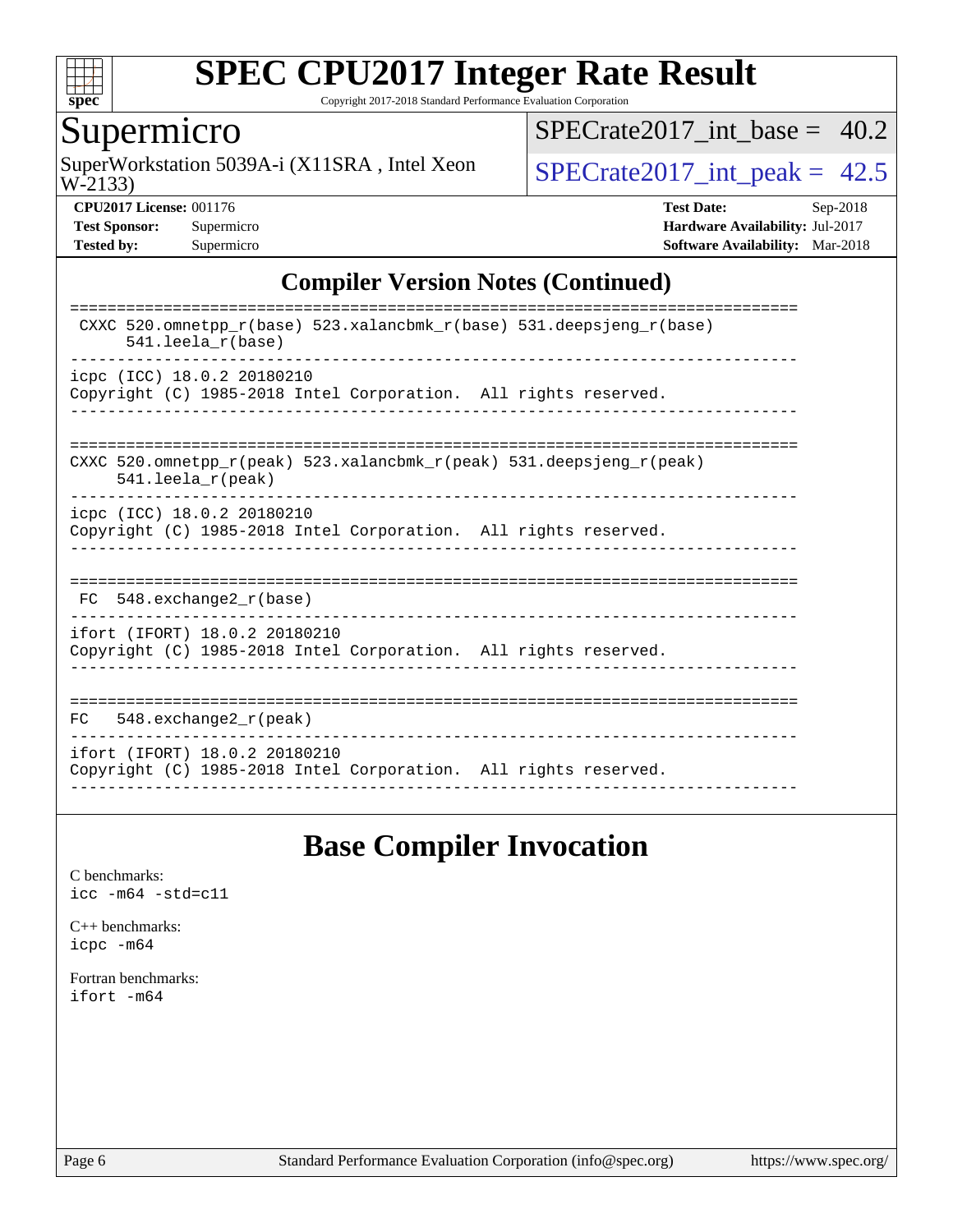## Compiler Version Notes (Continued)

```
==============================================================================
 CXXC 520.omnetpp_r(base) 523.xalancbmk_r(base) 531.deepsjeng_r(base)
      541.leela_r(base)
------------------------------------------------------------------------------
icpc (ICC) 18.0.2 20180210
Copyright (C) 1985-2018 Intel Corporation.  All rights reserved.
------------------------------------------------------------------------------

==============================================================================
CXXC 520.omnetpp_r(peak) 523.xalancbmk_r(peak) 531.deepsjeng_r(peak)
     541.leela_r(peak)
------------------------------------------------------------------------------
icpc (ICC) 18.0.2 20180210
Copyright (C) 1985-2018 Intel Corporation.  All rights reserved.
------------------------------------------------------------------------------

==============================================================================
 FC  548.exchange2_r(base)
------------------------------------------------------------------------------
ifort (IFORT) 18.0.2 20180210
Copyright (C) 1985-2018 Intel Corporation.  All rights reserved.
------------------------------------------------------------------------------

==============================================================================
FC   548.exchange2_r(peak)
------------------------------------------------------------------------------
ifort (IFORT) 18.0.2 20180210
Copyright (C) 1985-2018 Intel Corporation.  All rights reserved.
------------------------------------------------------------------------------
```

## Base Compiler Invocation

C benchmarks:
icc -m64 -std=c11

C++ benchmarks:
icpc -m64

Fortran benchmarks:
ifort -m64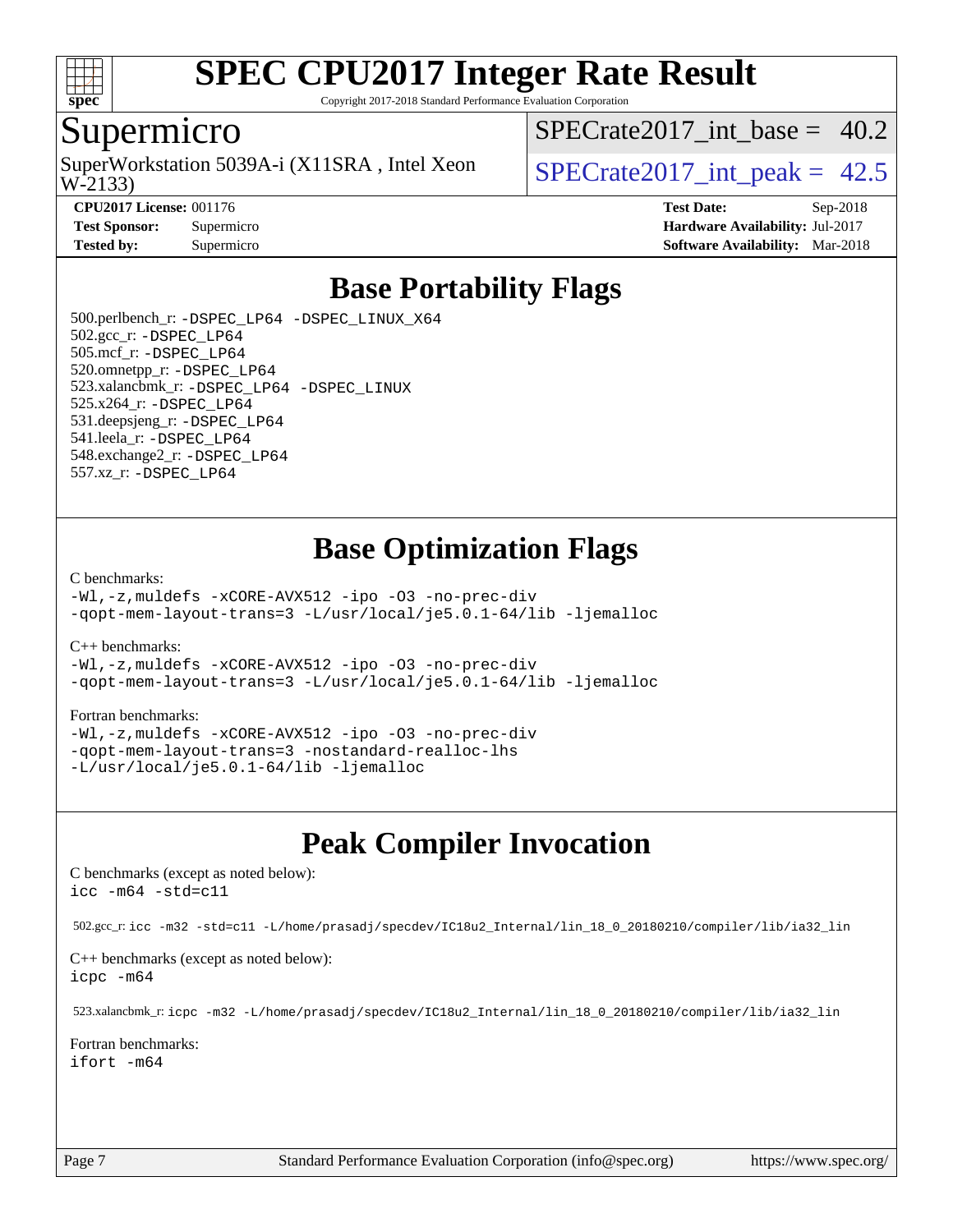# SPEC CPU2017 Integer Rate Result

Copyright 2017-2018 Standard Performance Evaluation Corporation

## Supermicro

SuperWorkstation 5039A-i (X11SRA , Intel Xeon W-2133)

SPECrate2017_int_base = 40.2

SPECrate2017_int_peak = 42.5

**CPU2017 License:** 001176
**Test Sponsor:** Supermicro
**Tested by:** Supermicro

**Test Date:** Sep-2018
**Hardware Availability:** Jul-2017
**Software Availability:** Mar-2018

## Base Portability Flags

500.perlbench_r: `-DSPEC_LP64 -DSPEC_LINUX_X64`
502.gcc_r: `-DSPEC_LP64`
505.mcf_r: `-DSPEC_LP64`
520.omnetpp_r: `-DSPEC_LP64`
523.xalancbmk_r: `-DSPEC_LP64 -DSPEC_LINUX`
525.x264_r: `-DSPEC_LP64`
531.deepsjeng_r: `-DSPEC_LP64`
541.leela_r: `-DSPEC_LP64`
548.exchange2_r: `-DSPEC_LP64`
557.xz_r: `-DSPEC_LP64`

## Base Optimization Flags

C benchmarks:
```
-Wl,-z,muldefs -xCORE-AVX512 -ipo -O3 -no-prec-div
-qopt-mem-layout-trans=3 -L/usr/local/je5.0.1-64/lib -ljemalloc
```

C++ benchmarks:
```
-Wl,-z,muldefs -xCORE-AVX512 -ipo -O3 -no-prec-div
-qopt-mem-layout-trans=3 -L/usr/local/je5.0.1-64/lib -ljemalloc
```

Fortran benchmarks:
```
-Wl,-z,muldefs -xCORE-AVX512 -ipo -O3 -no-prec-div
-qopt-mem-layout-trans=3 -nostandard-realloc-lhs
-L/usr/local/je5.0.1-64/lib -ljemalloc
```

## Peak Compiler Invocation

C benchmarks (except as noted below):
```
icc -m64 -std=c11
```

502.gcc_r: `icc -m32 -std=c11 -L/home/prasadj/specdev/IC18u2_Internal/lin_18_0_20180210/compiler/lib/ia32_lin`

C++ benchmarks (except as noted below):
```
icpc -m64
```

523.xalancbmk_r: `icpc -m32 -L/home/prasadj/specdev/IC18u2_Internal/lin_18_0_20180210/compiler/lib/ia32_lin`

Fortran benchmarks:
```
ifort -m64
```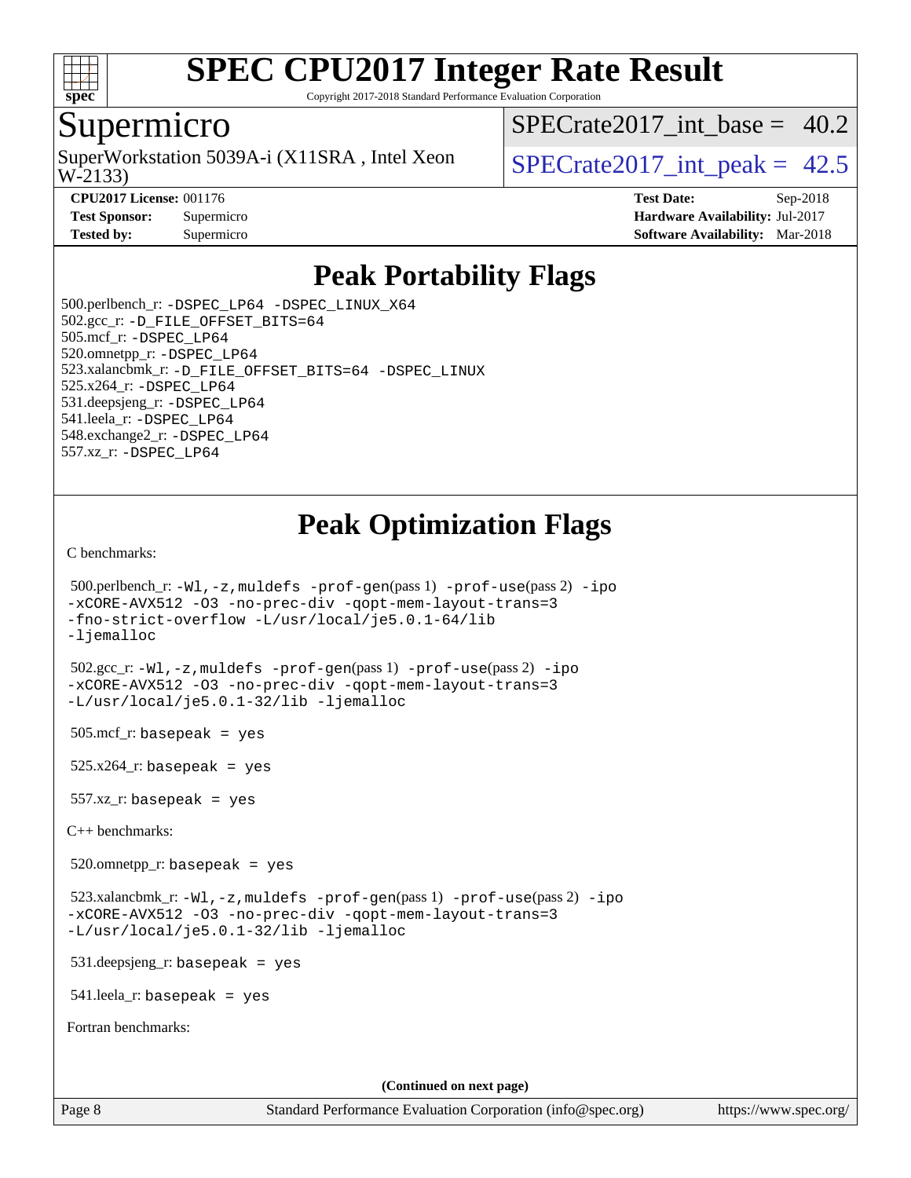# Peak Portability Flags

500.perlbench_r: -DSPEC_LP64 -DSPEC_LINUX_X64
502.gcc_r: -D_FILE_OFFSET_BITS=64
505.mcf_r: -DSPEC_LP64
520.omnetpp_r: -DSPEC_LP64
523.xalancbmk_r: -D_FILE_OFFSET_BITS=64 -DSPEC_LINUX
525.x264_r: -DSPEC_LP64
531.deepsjeng_r: -DSPEC_LP64
541.leela_r: -DSPEC_LP64
548.exchange2_r: -DSPEC_LP64
557.xz_r: -DSPEC_LP64

# Peak Optimization Flags

C benchmarks:

500.perlbench_r: -Wl,-z,muldefs -prof-gen(pass 1) -prof-use(pass 2) -ipo -xCORE-AVX512 -O3 -no-prec-div -qopt-mem-layout-trans=3 -fno-strict-overflow -L/usr/local/je5.0.1-64/lib -ljemalloc

502.gcc_r: -Wl,-z,muldefs -prof-gen(pass 1) -prof-use(pass 2) -ipo -xCORE-AVX512 -O3 -no-prec-div -qopt-mem-layout-trans=3 -L/usr/local/je5.0.1-32/lib -ljemalloc

505.mcf_r: basepeak = yes

525.x264_r: basepeak = yes

557.xz_r: basepeak = yes

C++ benchmarks:

520.omnetpp_r: basepeak = yes

523.xalancbmk_r: -Wl,-z,muldefs -prof-gen(pass 1) -prof-use(pass 2) -ipo -xCORE-AVX512 -O3 -no-prec-div -qopt-mem-layout-trans=3 -L/usr/local/je5.0.1-32/lib -ljemalloc

531.deepsjeng_r: basepeak = yes

541.leela_r: basepeak = yes

Fortran benchmarks:

(Continued on next page)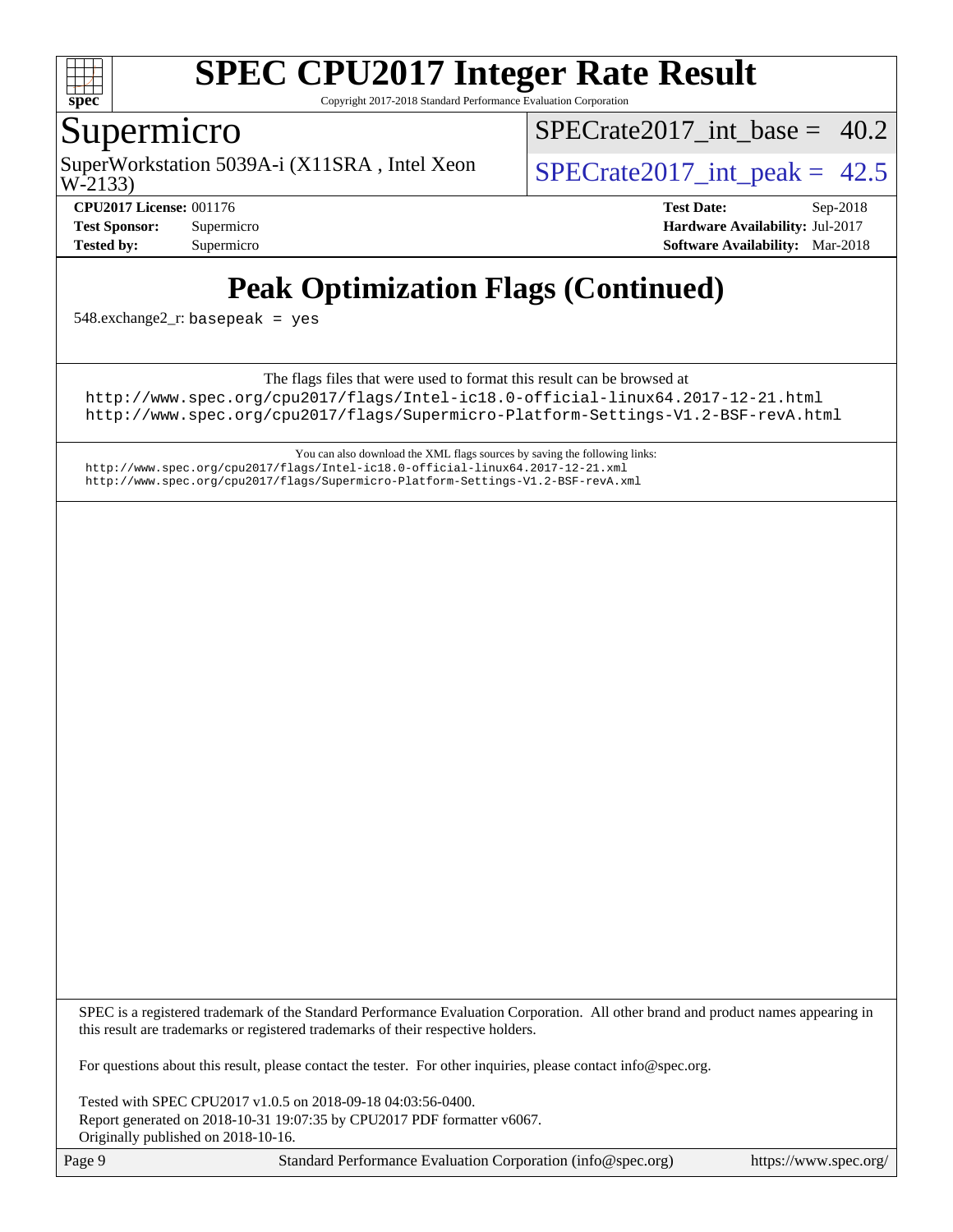# Peak Optimization Flags (Continued)

548.exchange2_r: basepeak = yes

The flags files that were used to format this result can be browsed at
http://www.spec.org/cpu2017/flags/Intel-ic18.0-official-linux64.2017-12-21.html
http://www.spec.org/cpu2017/flags/Supermicro-Platform-Settings-V1.2-BSF-revA.html

You can also download the XML flags sources by saving the following links:
http://www.spec.org/cpu2017/flags/Intel-ic18.0-official-linux64.2017-12-21.xml
http://www.spec.org/cpu2017/flags/Supermicro-Platform-Settings-V1.2-BSF-revA.xml

SPEC is a registered trademark of the Standard Performance Evaluation Corporation. All other brand and product names appearing in this result are trademarks or registered trademarks of their respective holders.

For questions about this result, please contact the tester. For other inquiries, please contact info@spec.org.

Tested with SPEC CPU2017 v1.0.5 on 2018-09-18 04:03:56-0400.
Report generated on 2018-10-31 19:07:35 by CPU2017 PDF formatter v6067.
Originally published on 2018-10-16.